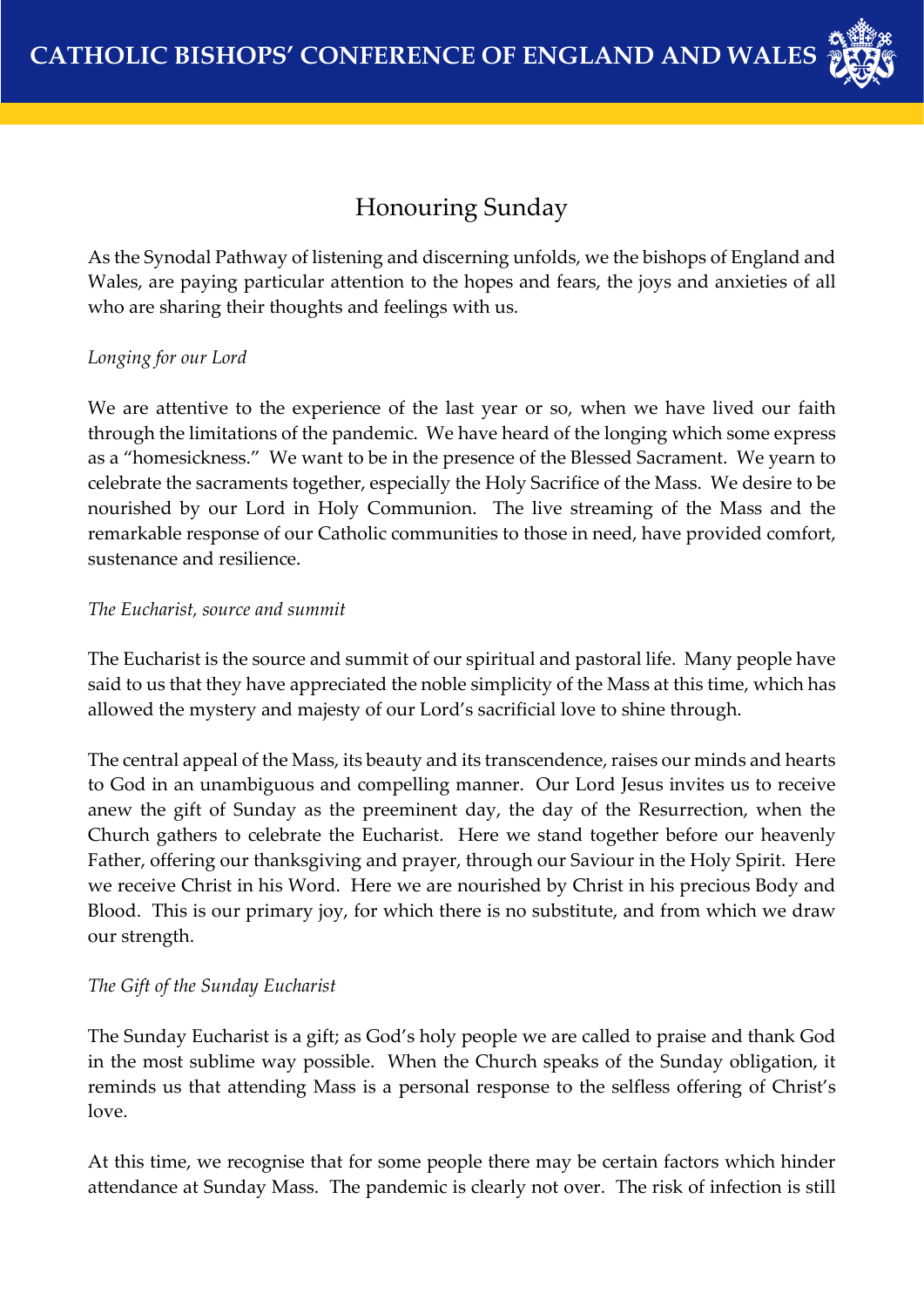# CATHOLIC BISHOPS' CONFERENCE OF ENGLAND AND WALES

## Honouring Sunday

As the Synodal Pathway of listening and discerning unfolds, we the bishops of England and Wales, are paying particular attention to the hopes and fears, the joys and anxieties of all who are sharing their thoughts and feelings with us.

*Longing for our Lord*

We are attentive to the experience of the last year or so, when we have lived our faith through the limitations of the pandemic. We have heard of the longing which some express as a "homesickness." We want to be in the presence of the Blessed Sacrament. We yearn to celebrate the sacraments together, especially the Holy Sacrifice of the Mass. We desire to be nourished by our Lord in Holy Communion. The live streaming of the Mass and the remarkable response of our Catholic communities to those in need, have provided comfort, sustenance and resilience.

*The Eucharist, source and summit*

The Eucharist is the source and summit of our spiritual and pastoral life. Many people have said to us that they have appreciated the noble simplicity of the Mass at this time, which has allowed the mystery and majesty of our Lord's sacrificial love to shine through.

The central appeal of the Mass, its beauty and its transcendence, raises our minds and hearts to God in an unambiguous and compelling manner. Our Lord Jesus invites us to receive anew the gift of Sunday as the preeminent day, the day of the Resurrection, when the Church gathers to celebrate the Eucharist. Here we stand together before our heavenly Father, offering our thanksgiving and prayer, through our Saviour in the Holy Spirit. Here we receive Christ in his Word. Here we are nourished by Christ in his precious Body and Blood. This is our primary joy, for which there is no substitute, and from which we draw our strength.

*The Gift of the Sunday Eucharist*

The Sunday Eucharist is a gift; as God's holy people we are called to praise and thank God in the most sublime way possible. When the Church speaks of the Sunday obligation, it reminds us that attending Mass is a personal response to the selfless offering of Christ's love.

At this time, we recognise that for some people there may be certain factors which hinder attendance at Sunday Mass. The pandemic is clearly not over. The risk of infection is still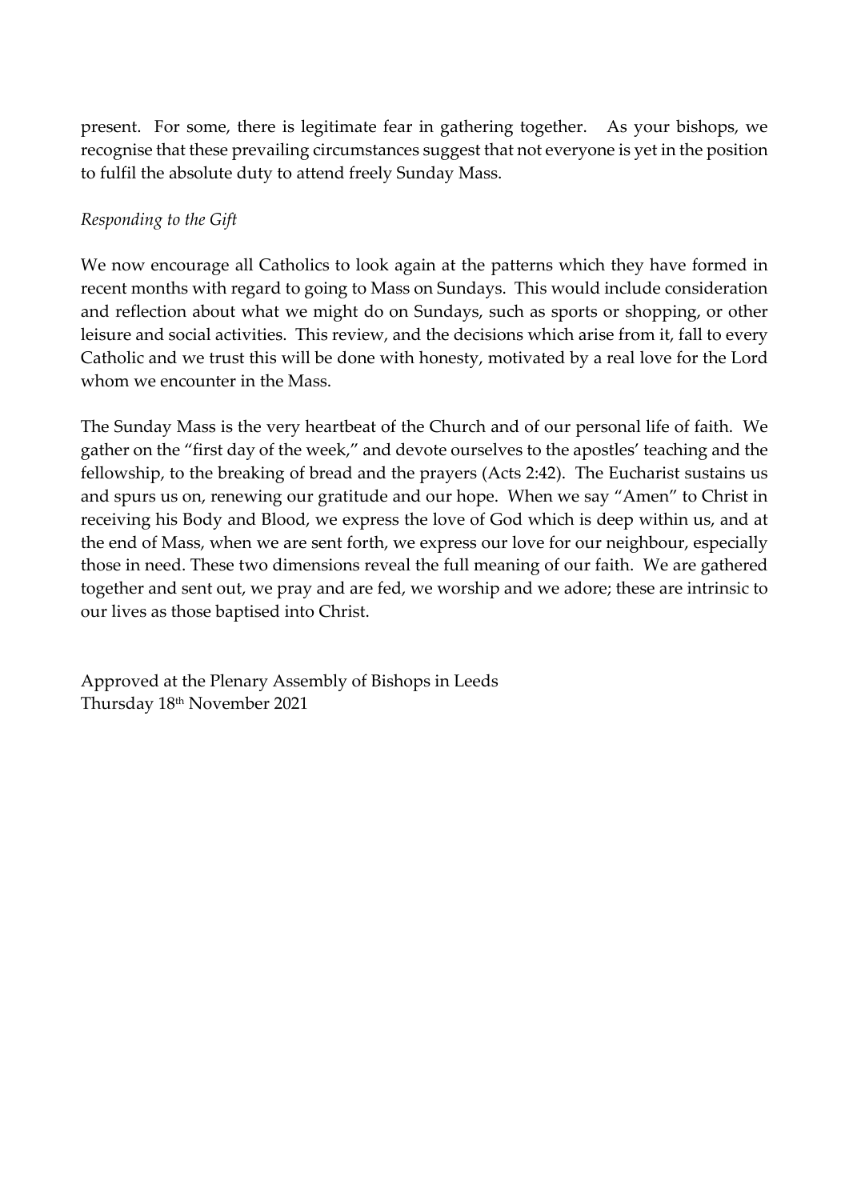present. For some, there is legitimate fear in gathering together. As your bishops, we recognise that these prevailing circumstances suggest that not everyone is yet in the position to fulfil the absolute duty to attend freely Sunday Mass.

*Responding to the Gift*

We now encourage all Catholics to look again at the patterns which they have formed in recent months with regard to going to Mass on Sundays. This would include consideration and reflection about what we might do on Sundays, such as sports or shopping, or other leisure and social activities. This review, and the decisions which arise from it, fall to every Catholic and we trust this will be done with honesty, motivated by a real love for the Lord whom we encounter in the Mass.

The Sunday Mass is the very heartbeat of the Church and of our personal life of faith. We gather on the "first day of the week," and devote ourselves to the apostles' teaching and the fellowship, to the breaking of bread and the prayers (Acts 2:42). The Eucharist sustains us and spurs us on, renewing our gratitude and our hope. When we say "Amen" to Christ in receiving his Body and Blood, we express the love of God which is deep within us, and at the end of Mass, when we are sent forth, we express our love for our neighbour, especially those in need. These two dimensions reveal the full meaning of our faith. We are gathered together and sent out, we pray and are fed, we worship and we adore; these are intrinsic to our lives as those baptised into Christ.

Approved at the Plenary Assembly of Bishops in Leeds
Thursday 18th November 2021